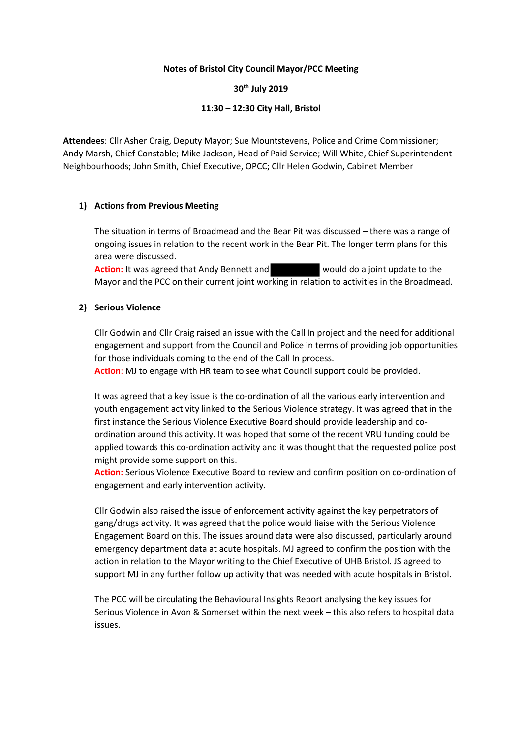**Notes of Bristol City Council Mayor/PCC Meeting**

**30th July 2019**

**11:30 – 12:30 City Hall, Bristol**

**Attendees**: Cllr Asher Craig, Deputy Mayor; Sue Mountstevens, Police and Crime Commissioner; Andy Marsh, Chief Constable; Mike Jackson, Head of Paid Service; Will White, Chief Superintendent Neighbourhoods; John Smith, Chief Executive, OPCC; Cllr Helen Godwin, Cabinet Member

## 1) Actions from Previous Meeting

The situation in terms of Broadmead and the Bear Pit was discussed – there was a range of ongoing issues in relation to the recent work in the Bear Pit. The longer term plans for this area were discussed.

**Action:** It was agreed that Andy Bennett and [REDACTED] would do a joint update to the Mayor and the PCC on their current joint working in relation to activities in the Broadmead.

## 2) Serious Violence

Cllr Godwin and Cllr Craig raised an issue with the Call In project and the need for additional engagement and support from the Council and Police in terms of providing job opportunities for those individuals coming to the end of the Call In process.

**Action**: MJ to engage with HR team to see what Council support could be provided.

It was agreed that a key issue is the co-ordination of all the various early intervention and youth engagement activity linked to the Serious Violence strategy. It was agreed that in the first instance the Serious Violence Executive Board should provide leadership and co-ordination around this activity. It was hoped that some of the recent VRU funding could be applied towards this co-ordination activity and it was thought that the requested police post might provide some support on this.

**Action:** Serious Violence Executive Board to review and confirm position on co-ordination of engagement and early intervention activity.

Cllr Godwin also raised the issue of enforcement activity against the key perpetrators of gang/drugs activity. It was agreed that the police would liaise with the Serious Violence Engagement Board on this. The issues around data were also discussed, particularly around emergency department data at acute hospitals. MJ agreed to confirm the position with the action in relation to the Mayor writing to the Chief Executive of UHB Bristol. JS agreed to support MJ in any further follow up activity that was needed with acute hospitals in Bristol.

The PCC will be circulating the Behavioural Insights Report analysing the key issues for Serious Violence in Avon & Somerset within the next week – this also refers to hospital data issues.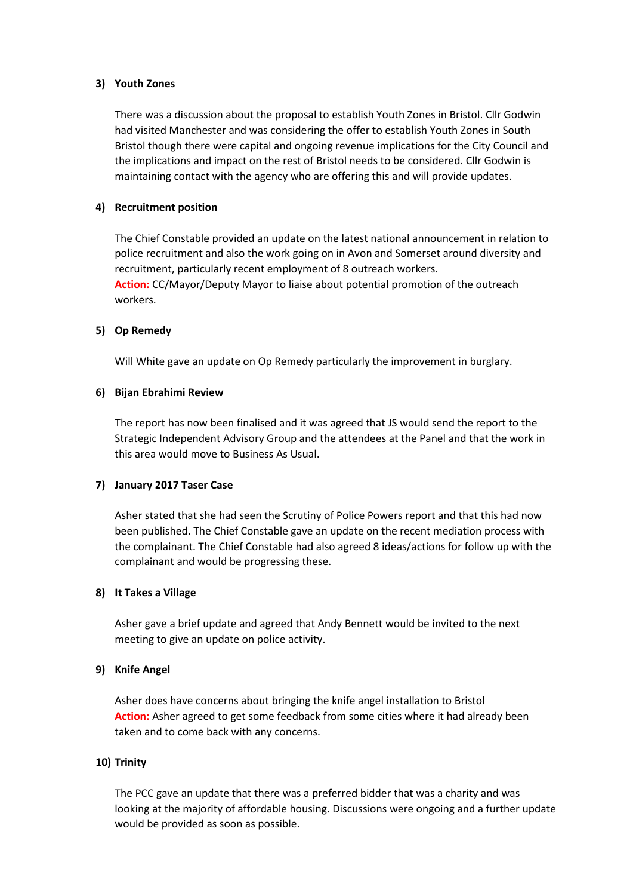### 3) Youth Zones

There was a discussion about the proposal to establish Youth Zones in Bristol. Cllr Godwin had visited Manchester and was considering the offer to establish Youth Zones in South Bristol though there were capital and ongoing revenue implications for the City Council and the implications and impact on the rest of Bristol needs to be considered. Cllr Godwin is maintaining contact with the agency who are offering this and will provide updates.

### 4) Recruitment position

The Chief Constable provided an update on the latest national announcement in relation to police recruitment and also the work going on in Avon and Somerset around diversity and recruitment, particularly recent employment of 8 outreach workers.
**Action:** CC/Mayor/Deputy Mayor to liaise about potential promotion of the outreach workers.

### 5) Op Remedy

Will White gave an update on Op Remedy particularly the improvement in burglary.

### 6) Bijan Ebrahimi Review

The report has now been finalised and it was agreed that JS would send the report to the Strategic Independent Advisory Group and the attendees at the Panel and that the work in this area would move to Business As Usual.

### 7) January 2017 Taser Case

Asher stated that she had seen the Scrutiny of Police Powers report and that this had now been published. The Chief Constable gave an update on the recent mediation process with the complainant. The Chief Constable had also agreed 8 ideas/actions for follow up with the complainant and would be progressing these.

### 8) It Takes a Village

Asher gave a brief update and agreed that Andy Bennett would be invited to the next meeting to give an update on police activity.

### 9) Knife Angel

Asher does have concerns about bringing the knife angel installation to Bristol
**Action:** Asher agreed to get some feedback from some cities where it had already been taken and to come back with any concerns.

### 10) Trinity

The PCC gave an update that there was a preferred bidder that was a charity and was looking at the majority of affordable housing. Discussions were ongoing and a further update would be provided as soon as possible.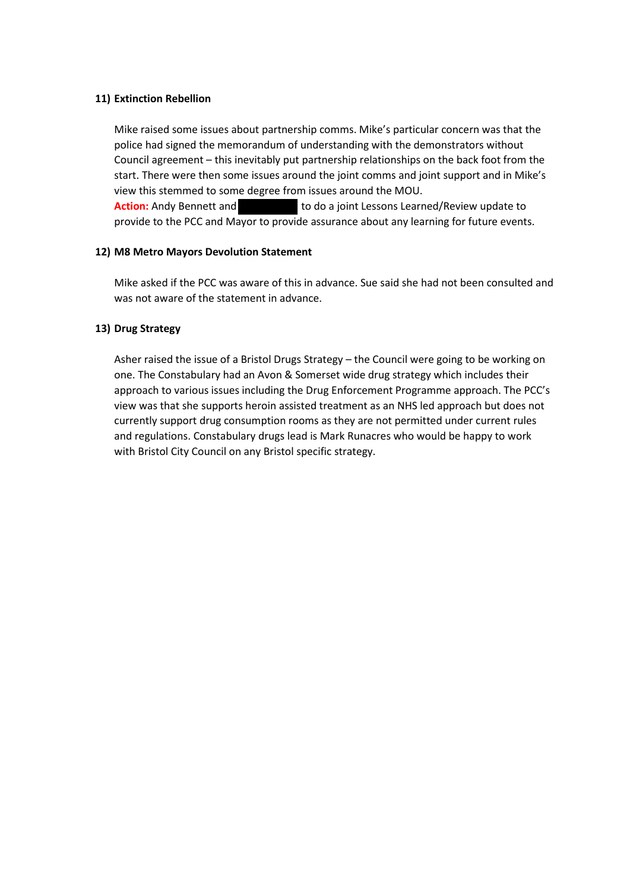**11) Extinction Rebellion**

Mike raised some issues about partnership comms. Mike's particular concern was that the police had signed the memorandum of understanding with the demonstrators without Council agreement – this inevitably put partnership relationships on the back foot from the start. There were then some issues around the joint comms and joint support and in Mike's view this stemmed to some degree from issues around the MOU.

**Action:** Andy Bennett and [redacted] to do a joint Lessons Learned/Review update to provide to the PCC and Mayor to provide assurance about any learning for future events.

**12) M8 Metro Mayors Devolution Statement**

Mike asked if the PCC was aware of this in advance. Sue said she had not been consulted and was not aware of the statement in advance.

**13) Drug Strategy**

Asher raised the issue of a Bristol Drugs Strategy – the Council were going to be working on one. The Constabulary had an Avon & Somerset wide drug strategy which includes their approach to various issues including the Drug Enforcement Programme approach. The PCC's view was that she supports heroin assisted treatment as an NHS led approach but does not currently support drug consumption rooms as they are not permitted under current rules and regulations. Constabulary drugs lead is Mark Runacres who would be happy to work with Bristol City Council on any Bristol specific strategy.